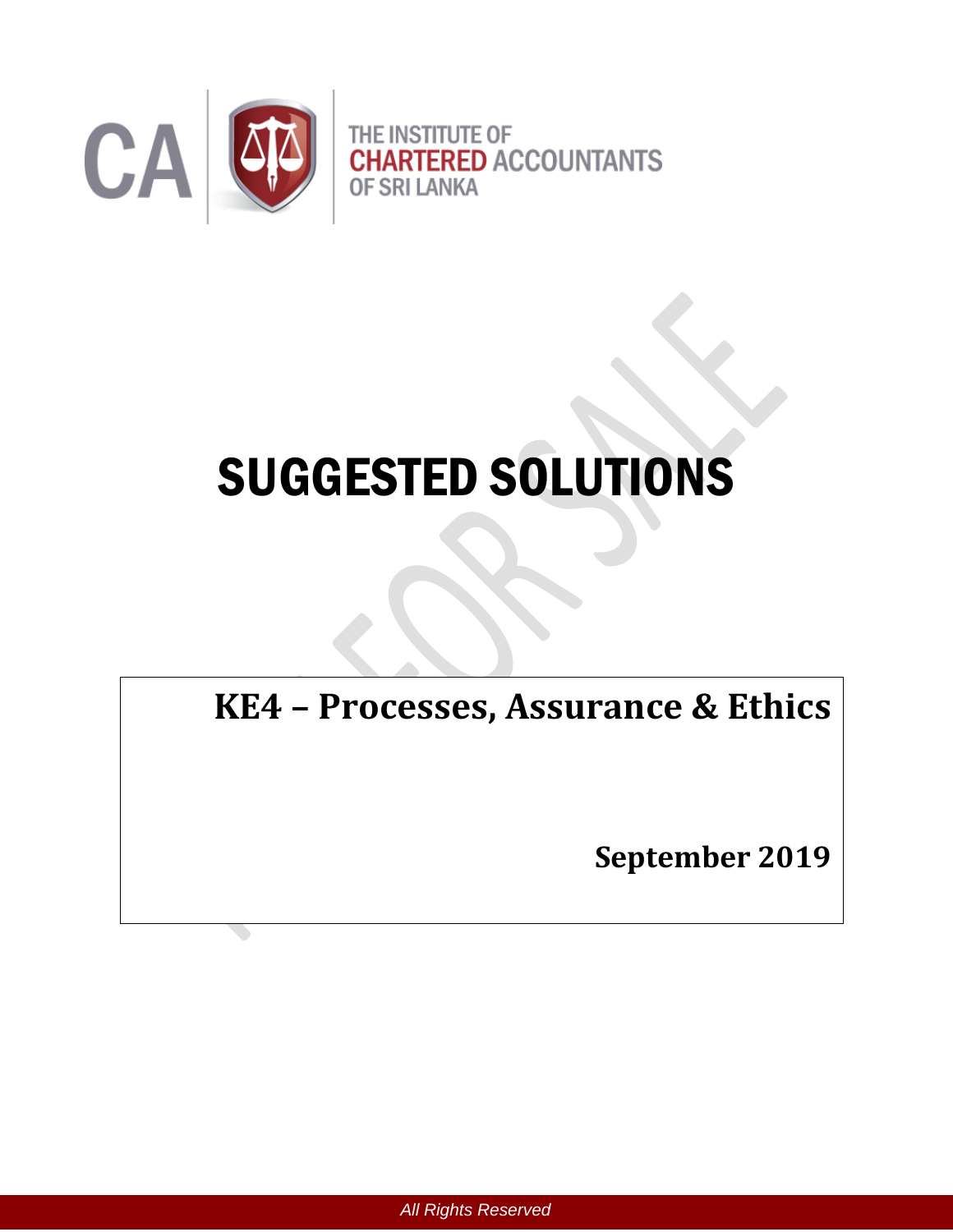THE INSTITUTE OF CHARTERED ACCOUNTANTS OF SRI LANKA

# SUGGESTED SOLUTIONS

## KE4 – Processes, Assurance & Ethics

**September 2019**

*All Rights Reserved*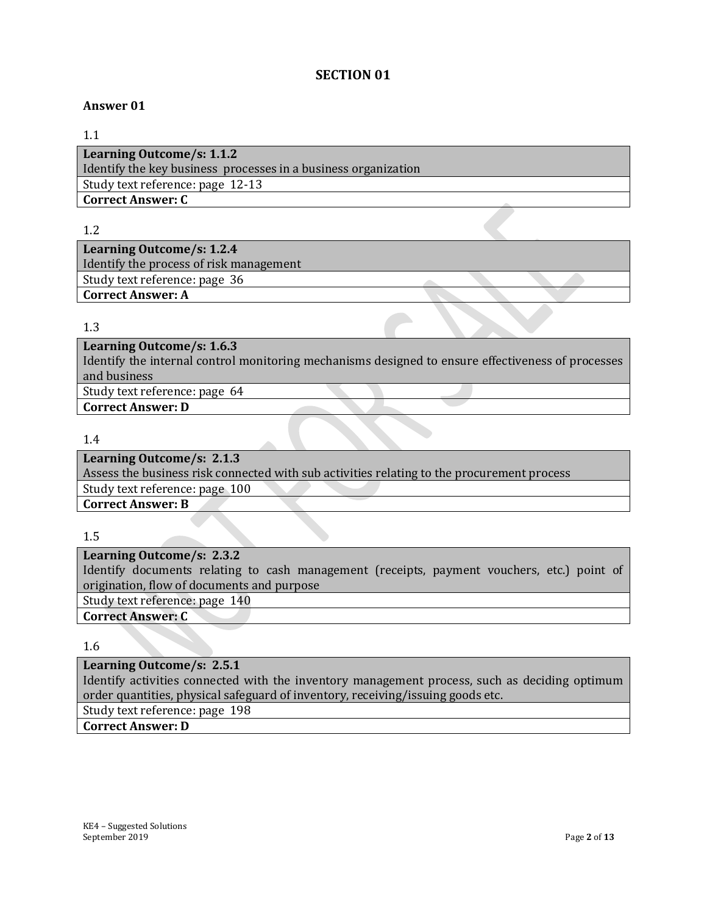## SECTION 01

### Answer 01

1.1

| Learning Outcome/s: 1.1.2 |
|---|
| Identify the key business processes in a business organization |
| Study text reference: page 12-13 |
| **Correct Answer: C** |

1.2

| Learning Outcome/s: 1.2.4 |
|---|
| Identify the process of risk management |
| Study text reference: page 36 |
| **Correct Answer: A** |

1.3

| Learning Outcome/s: 1.6.3 |
|---|
| Identify the internal control monitoring mechanisms designed to ensure effectiveness of processes and business |
| Study text reference: page 64 |
| **Correct Answer: D** |

1.4

| Learning Outcome/s: 2.1.3 |
|---|
| Assess the business risk connected with sub activities relating to the procurement process |
| Study text reference: page 100 |
| **Correct Answer: B** |

1.5

| Learning Outcome/s: 2.3.2 |
|---|
| Identify documents relating to cash management (receipts, payment vouchers, etc.) point of origination, flow of documents and purpose |
| Study text reference: page 140 |
| **Correct Answer: C** |

1.6

| Learning Outcome/s: 2.5.1 |
|---|
| Identify activities connected with the inventory management process, such as deciding optimum order quantities, physical safeguard of inventory, receiving/issuing goods etc. |
| Study text reference: page 198 |
| **Correct Answer: D** |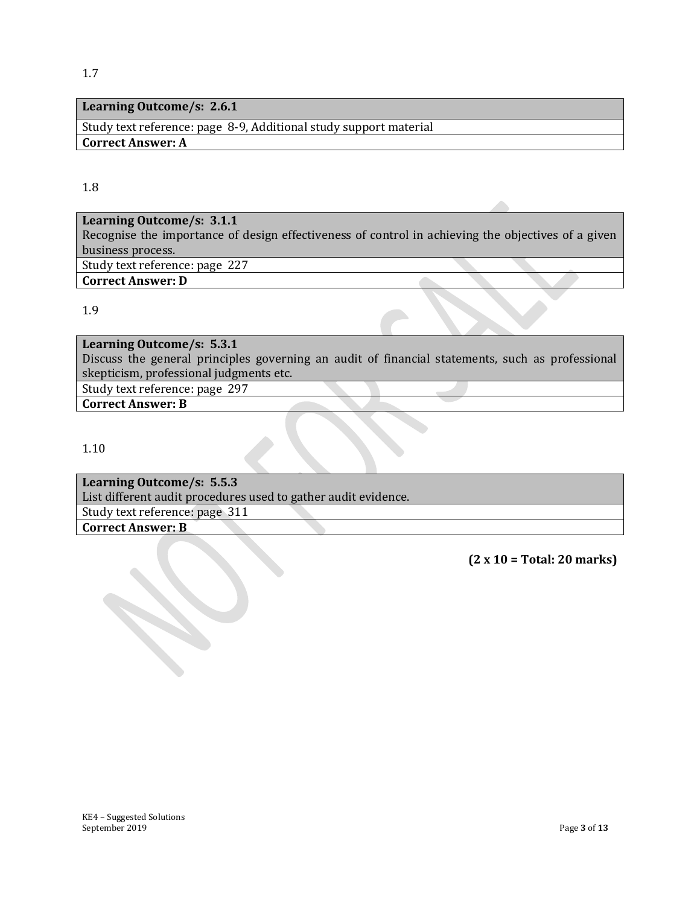1.7

| Learning Outcome/s: 2.6.1 |
|---|
| Study text reference: page 8-9, Additional study support material |
| **Correct Answer: A** |

1.8

| Learning Outcome/s: 3.1.1<br>Recognise the importance of design effectiveness of control in achieving the objectives of a given business process. |
|---|
| Study text reference: page 227 |
| **Correct Answer: D** |

1.9

| Learning Outcome/s: 5.3.1<br>Discuss the general principles governing an audit of financial statements, such as professional skepticism, professional judgments etc. |
|---|
| Study text reference: page 297 |
| **Correct Answer: B** |

1.10

| Learning Outcome/s: 5.5.3<br>List different audit procedures used to gather audit evidence. |
|---|
| Study text reference: page 311 |
| **Correct Answer: B** |

**(2 x 10 = Total: 20 marks)**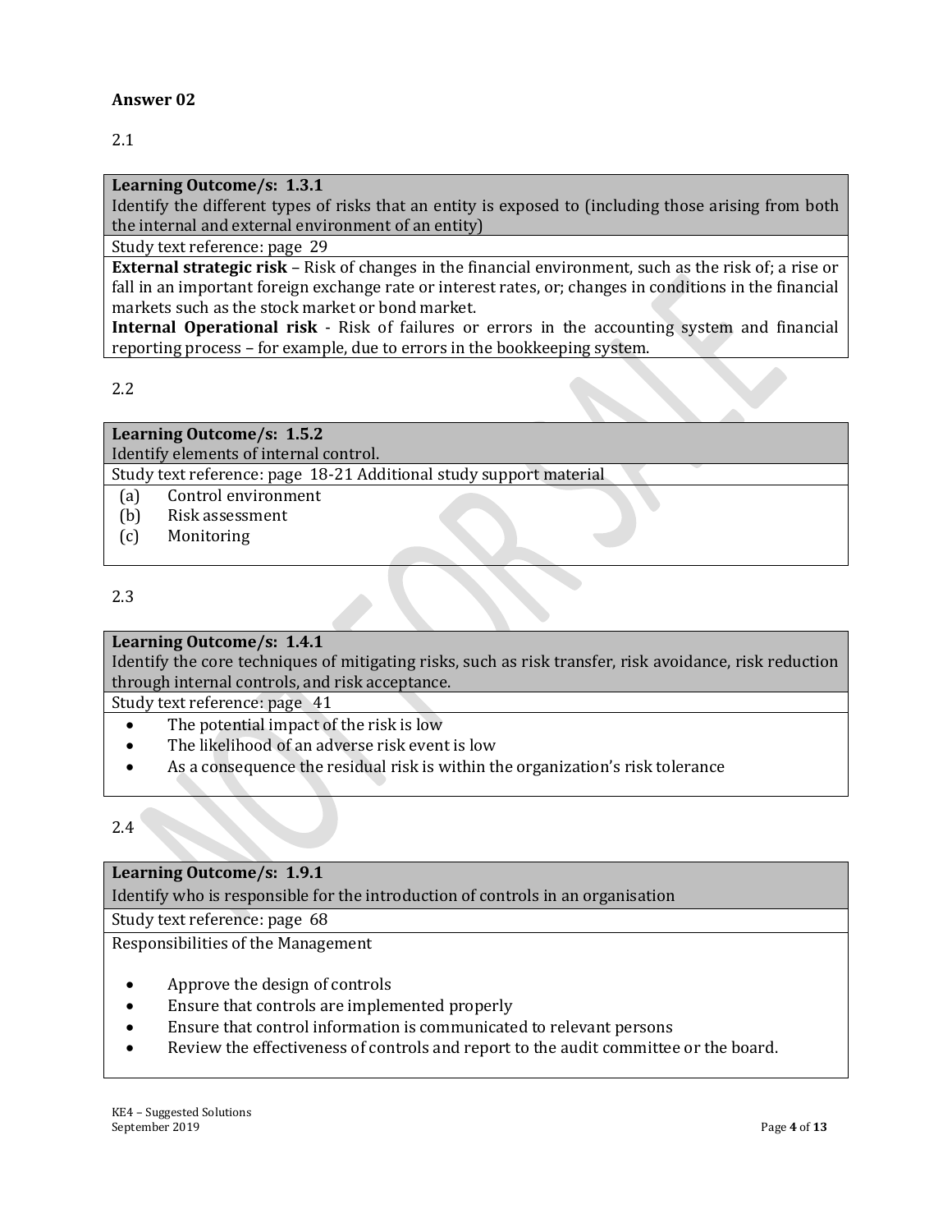**Answer 02**

2.1

**Learning Outcome/s: 1.3.1**
Identify the different types of risks that an entity is exposed to (including those arising from both the internal and external environment of an entity)

Study text reference: page 29

**External strategic risk** – Risk of changes in the financial environment, such as the risk of; a rise or fall in an important foreign exchange rate or interest rates, or; changes in conditions in the financial markets such as the stock market or bond market.

**Internal Operational risk** - Risk of failures or errors in the accounting system and financial reporting process – for example, due to errors in the bookkeeping system.

2.2

**Learning Outcome/s: 1.5.2**
Identify elements of internal control.

Study text reference: page 18-21 Additional study support material

(a) Control environment
(b) Risk assessment
(c) Monitoring

2.3

**Learning Outcome/s: 1.4.1**
Identify the core techniques of mitigating risks, such as risk transfer, risk avoidance, risk reduction through internal controls, and risk acceptance.

Study text reference: page 41

- The potential impact of the risk is low
- The likelihood of an adverse risk event is low
- As a consequence the residual risk is within the organization's risk tolerance

2.4

**Learning Outcome/s: 1.9.1**
Identify who is responsible for the introduction of controls in an organisation

Study text reference: page 68

Responsibilities of the Management

- Approve the design of controls
- Ensure that controls are implemented properly
- Ensure that control information is communicated to relevant persons
- Review the effectiveness of controls and report to the audit committee or the board.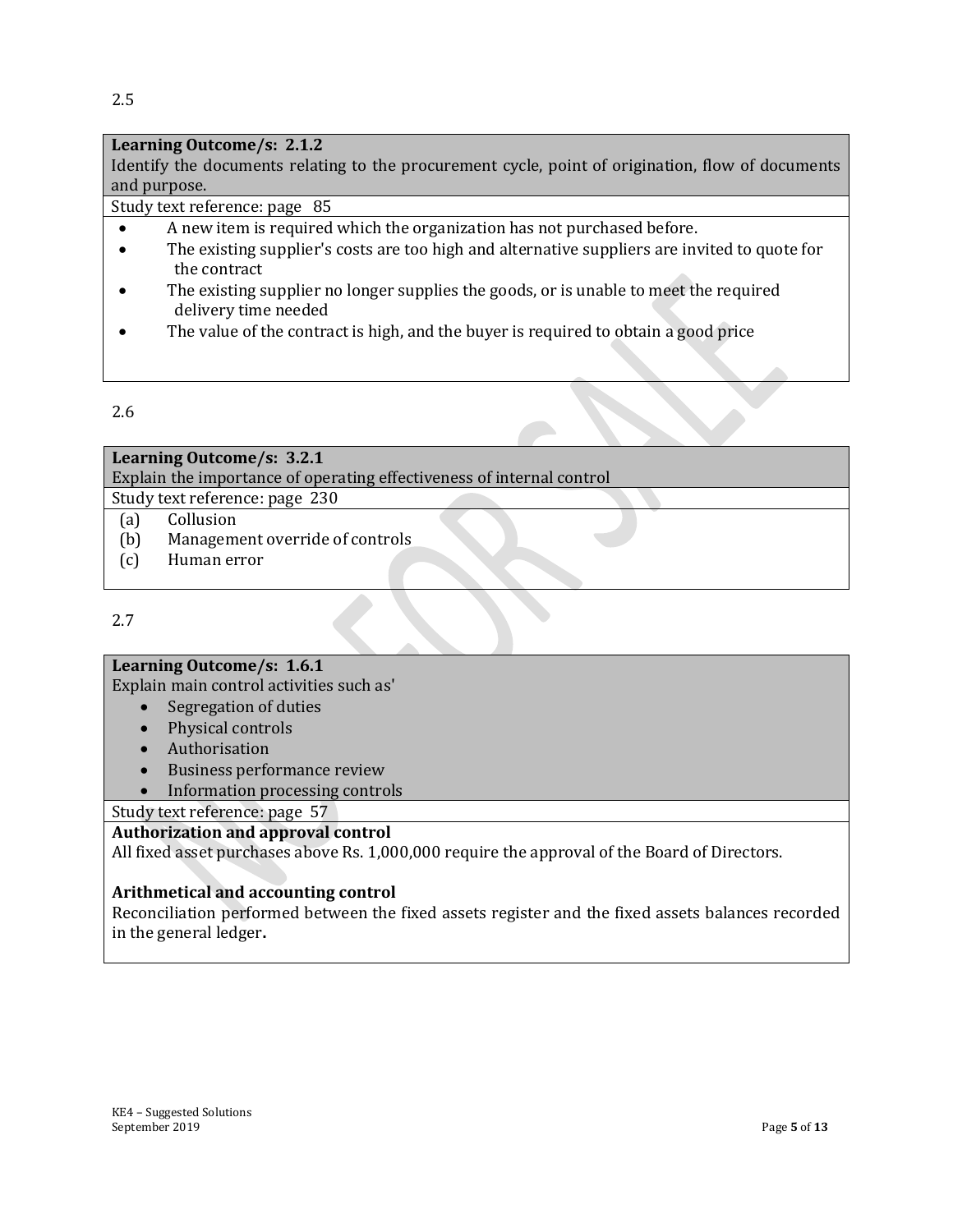2.5

**Learning Outcome/s: 2.1.2**
Identify the documents relating to the procurement cycle, point of origination, flow of documents and purpose.

Study text reference: page 85

- A new item is required which the organization has not purchased before.
- The existing supplier's costs are too high and alternative suppliers are invited to quote for the contract
- The existing supplier no longer supplies the goods, or is unable to meet the required delivery time needed
- The value of the contract is high, and the buyer is required to obtain a good price

2.6

**Learning Outcome/s: 3.2.1**
Explain the importance of operating effectiveness of internal control

Study text reference: page 230

(a) Collusion
(b) Management override of controls
(c) Human error

2.7

**Learning Outcome/s: 1.6.1**
Explain main control activities such as'

- Segregation of duties
- Physical controls
- Authorisation
- Business performance review
- Information processing controls

Study text reference: page 57

**Authorization and approval control**
All fixed asset purchases above Rs. 1,000,000 require the approval of the Board of Directors.

**Arithmetical and accounting control**
Reconciliation performed between the fixed assets register and the fixed assets balances recorded in the general ledger**.**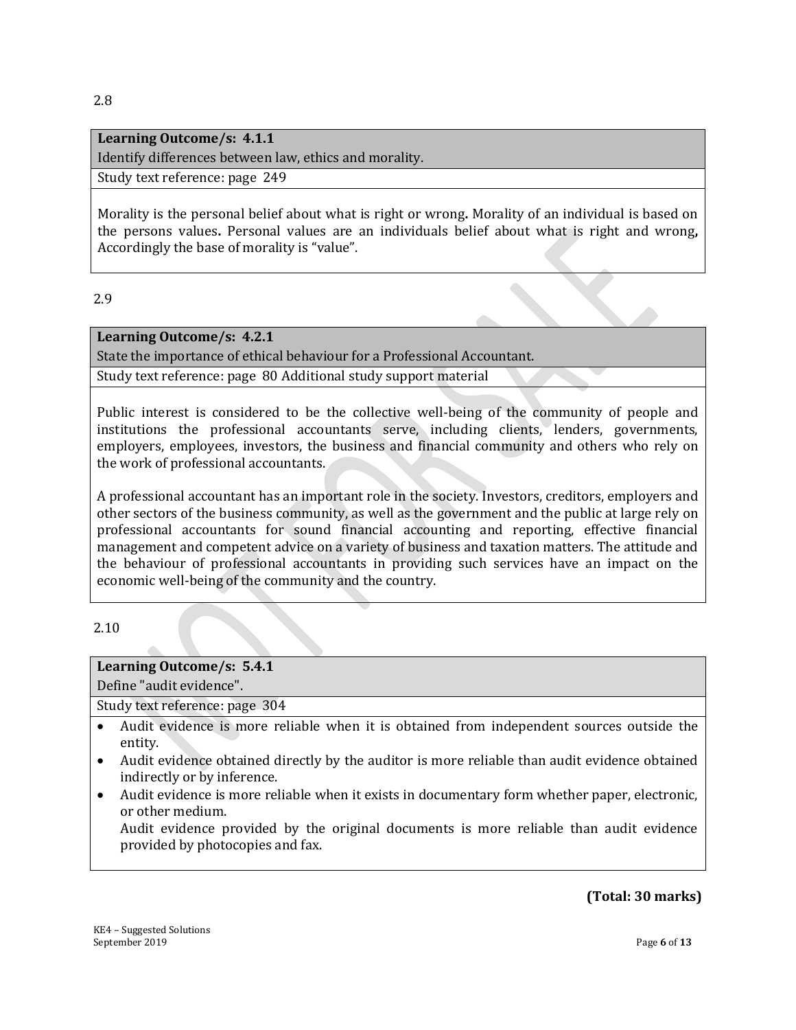2.8

| **Learning Outcome/s: 4.1.1** |
|---|
| Identify differences between law, ethics and morality. |
| Study text reference: page 249 |
| Morality is the personal belief about what is right or wrong**.** Morality of an individual is based on the persons values**.** Personal values are an individuals belief about what is right and wrong**,** Accordingly the base of morality is "value". |

2.9

| **Learning Outcome/s: 4.2.1** |
|---|
| State the importance of ethical behaviour for a Professional Accountant. |
| Study text reference: page 80 Additional study support material |
| Public interest is considered to be the collective well-being of the community of people and institutions the professional accountants serve, including clients, lenders, governments, employers, employees, investors, the business and financial community and others who rely on the work of professional accountants.<br><br>A professional accountant has an important role in the society. Investors, creditors, employers and other sectors of the business community, as well as the government and the public at large rely on professional accountants for sound financial accounting and reporting, effective financial management and competent advice on a variety of business and taxation matters. The attitude and the behaviour of professional accountants in providing such services have an impact on the economic well-being of the community and the country. |

2.10

| **Learning Outcome/s: 5.4.1** |
|---|
| Define "audit evidence". |
| Study text reference: page 304 |
| • Audit evidence is more reliable when it is obtained from independent sources outside the entity.<br>• Audit evidence obtained directly by the auditor is more reliable than audit evidence obtained indirectly or by inference.<br>• Audit evidence is more reliable when it exists in documentary form whether paper, electronic, or other medium.<br>Audit evidence provided by the original documents is more reliable than audit evidence provided by photocopies and fax. |

**(Total: 30 marks)**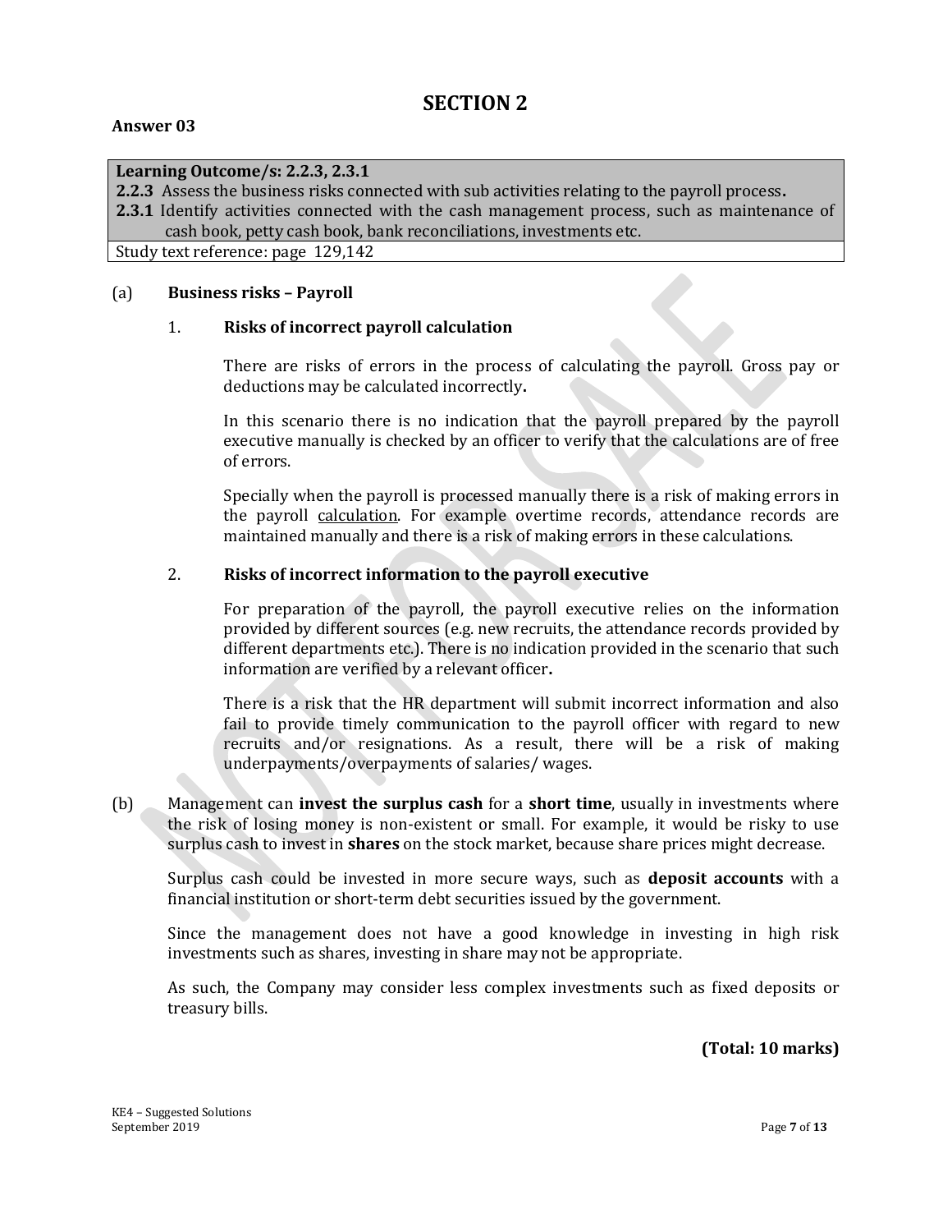# SECTION 2

**Answer 03**

| **Learning Outcome/s: 2.2.3, 2.3.1** |
|---|
| **2.2.3** Assess the business risks connected with sub activities relating to the payroll process**.** <br> **2.3.1** Identify activities connected with the cash management process, such as maintenance of cash book, petty cash book, bank reconciliations, investments etc. |
| Study text reference: page 129,142 |

(a) **Business risks – Payroll**

1. **Risks of incorrect payroll calculation**

   There are risks of errors in the process of calculating the payroll. Gross pay or deductions may be calculated incorrectly**.**

   In this scenario there is no indication that the payroll prepared by the payroll executive manually is checked by an officer to verify that the calculations are of free of errors.

   Specially when the payroll is processed manually there is a risk of making errors in the payroll calculation. For example overtime records, attendance records are maintained manually and there is a risk of making errors in these calculations.

2. **Risks of incorrect information to the payroll executive**

   For preparation of the payroll, the payroll executive relies on the information provided by different sources (e.g. new recruits, the attendance records provided by different departments etc.). There is no indication provided in the scenario that such information are verified by a relevant officer**.**

   There is a risk that the HR department will submit incorrect information and also fail to provide timely communication to the payroll officer with regard to new recruits and/or resignations. As a result, there will be a risk of making underpayments/overpayments of salaries/ wages.

(b) Management can **invest the surplus cash** for a **short time**, usually in investments where the risk of losing money is non-existent or small. For example, it would be risky to use surplus cash to invest in **shares** on the stock market, because share prices might decrease.

Surplus cash could be invested in more secure ways, such as **deposit accounts** with a financial institution or short-term debt securities issued by the government.

Since the management does not have a good knowledge in investing in high risk investments such as shares, investing in share may not be appropriate.

As such, the Company may consider less complex investments such as fixed deposits or treasury bills.

**(Total: 10 marks)**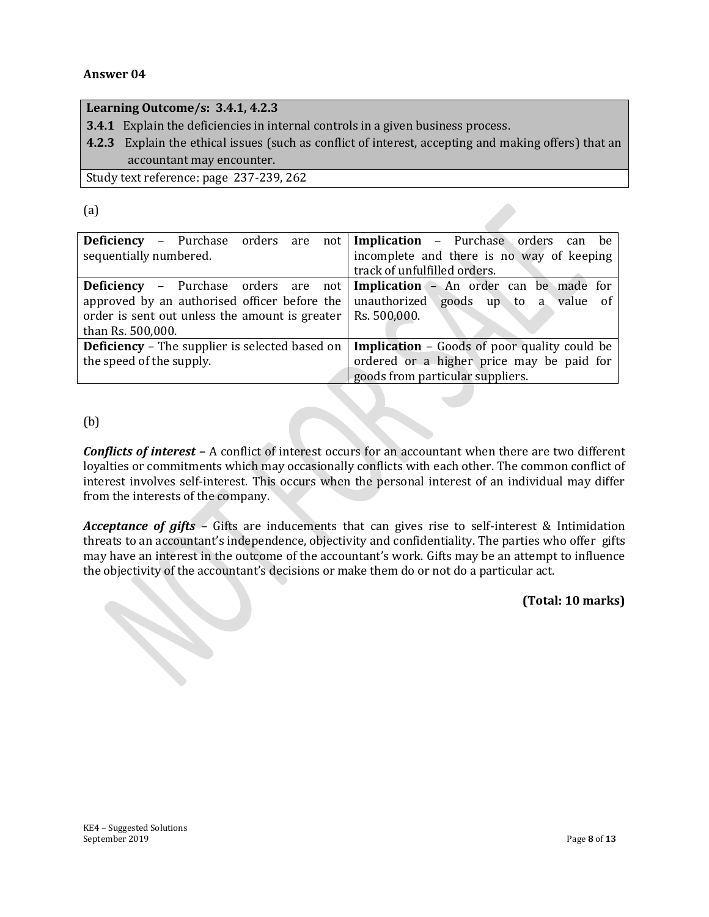**Answer 04**

| **Learning Outcome/s: 3.4.1, 4.2.3** |
|---|
| **3.4.1** Explain the deficiencies in internal controls in a given business process. |
| **4.2.3** Explain the ethical issues (such as conflict of interest, accepting and making offers) that an accountant may encounter. |
| Study text reference: page 237-239, 262 |

(a)

| | |
|---|---|
| **Deficiency** – Purchase orders are not sequentially numbered. | **Implication** – Purchase orders can be incomplete and there is no way of keeping track of unfulfilled orders. |
| **Deficiency** – Purchase orders are not approved by an authorised officer before the order is sent out unless the amount is greater than Rs. 500,000. | **Implication** – An order can be made for unauthorized goods up to a value of Rs. 500,000. |
| **Deficiency** – The supplier is selected based on the speed of the supply. | **Implication** – Goods of poor quality could be ordered or a higher price may be paid for goods from particular suppliers. |

(b)

***Conflicts of interest –*** A conflict of interest occurs for an accountant when there are two different loyalties or commitments which may occasionally conflicts with each other. The common conflict of interest involves self-interest. This occurs when the personal interest of an individual may differ from the interests of the company.

***Acceptance of gifts*** – Gifts are inducements that can gives rise to self-interest & Intimidation threats to an accountant's independence, objectivity and confidentiality. The parties who offer gifts may have an interest in the outcome of the accountant's work. Gifts may be an attempt to influence the objectivity of the accountant's decisions or make them do or not do a particular act.

**(Total: 10 marks)**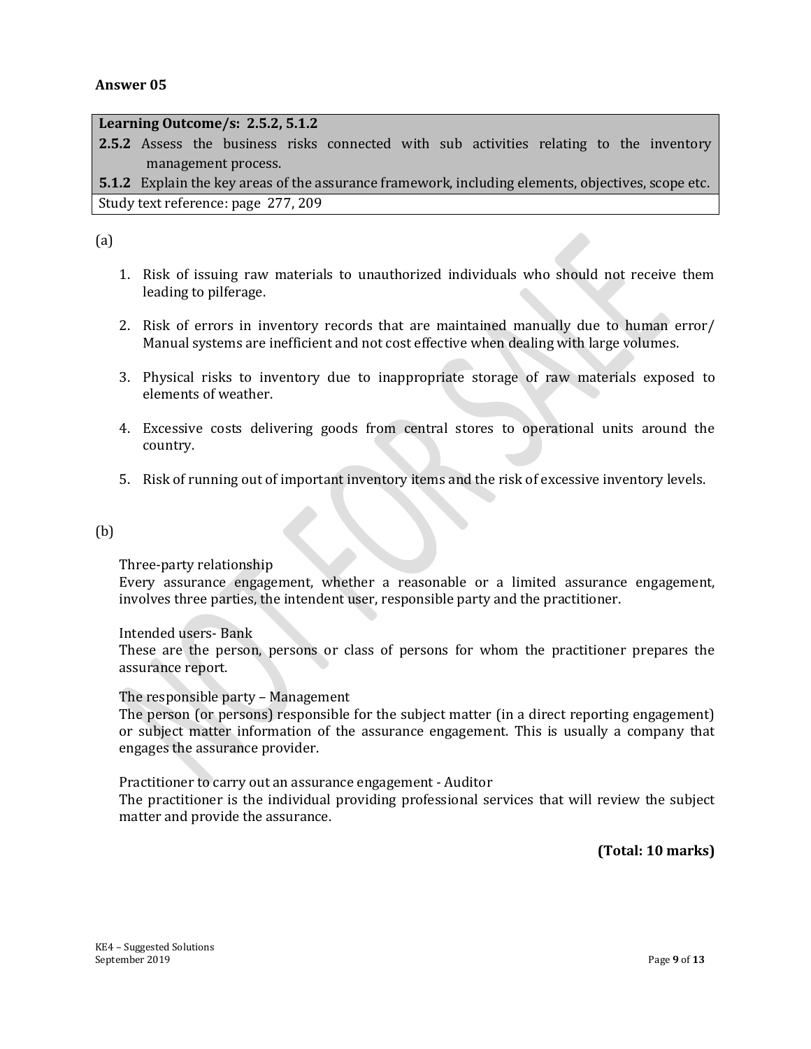**Answer 05**

| **Learning Outcome/s: 2.5.2, 5.1.2** |
|---|
| **2.5.2** Assess the business risks connected with sub activities relating to the inventory management process. |
| **5.1.2** Explain the key areas of the assurance framework, including elements, objectives, scope etc. |
| Study text reference: page 277, 209 |

(a)

1. Risk of issuing raw materials to unauthorized individuals who should not receive them leading to pilferage.

2. Risk of errors in inventory records that are maintained manually due to human error/ Manual systems are inefficient and not cost effective when dealing with large volumes.

3. Physical risks to inventory due to inappropriate storage of raw materials exposed to elements of weather.

4. Excessive costs delivering goods from central stores to operational units around the country.

5. Risk of running out of important inventory items and the risk of excessive inventory levels.

(b)

Three-party relationship
Every assurance engagement, whether a reasonable or a limited assurance engagement, involves three parties, the intendent user, responsible party and the practitioner.

Intended users- Bank
These are the person, persons or class of persons for whom the practitioner prepares the assurance report.

The responsible party – Management
The person (or persons) responsible for the subject matter (in a direct reporting engagement) or subject matter information of the assurance engagement. This is usually a company that engages the assurance provider.

Practitioner to carry out an assurance engagement - Auditor
The practitioner is the individual providing professional services that will review the subject matter and provide the assurance.

**(Total: 10 marks)**

KE4 – Suggested Solutions
September 2019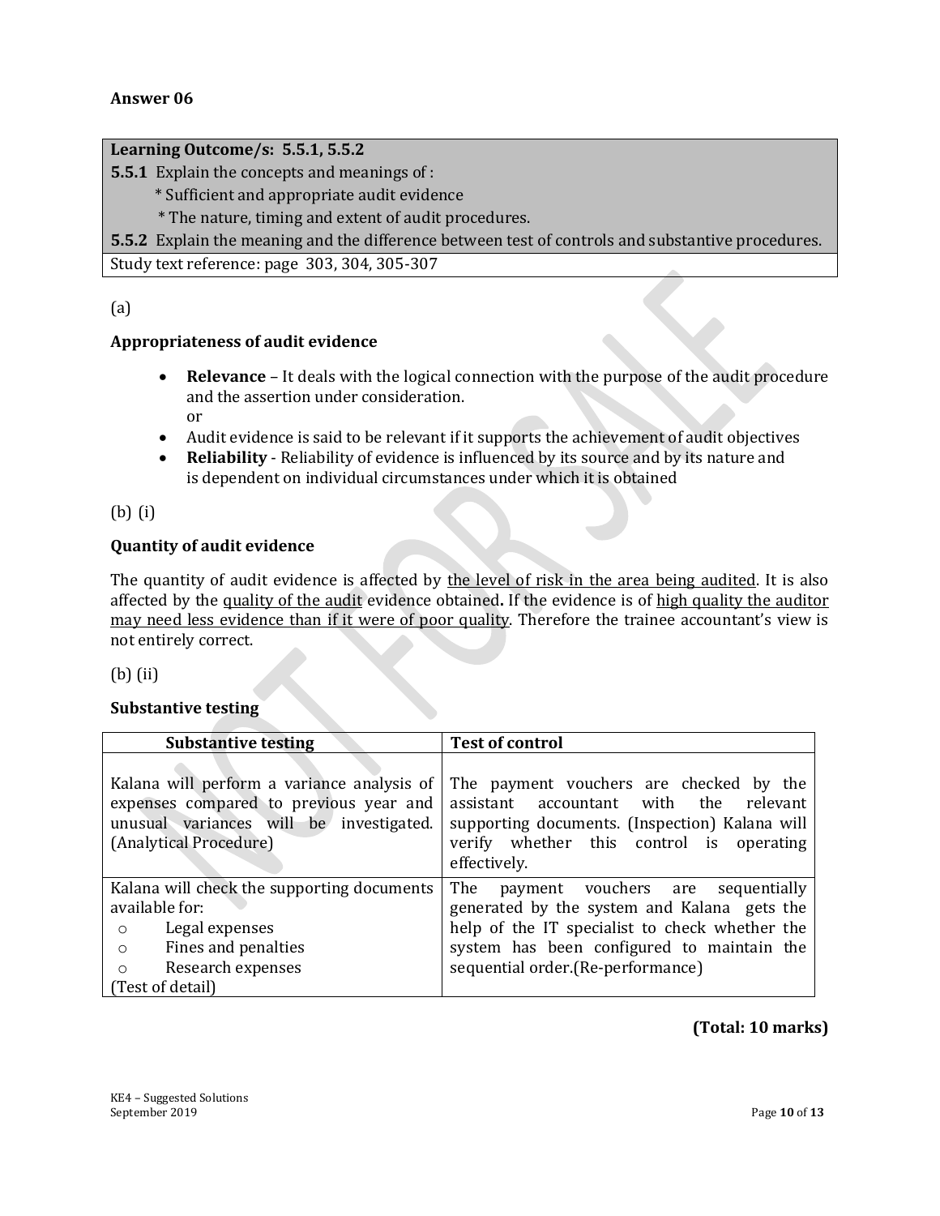**Answer 06**

| **Learning Outcome/s: 5.5.1, 5.5.2** |
|---|
| **5.5.1** Explain the concepts and meanings of :<br>* Sufficient and appropriate audit evidence<br>* The nature, timing and extent of audit procedures.<br>**5.5.2** Explain the meaning and the difference between test of controls and substantive procedures. |
| Study text reference: page 303, 304, 305-307 |

(a)

**Appropriateness of audit evidence**

- **Relevance** – It deals with the logical connection with the purpose of the audit procedure and the assertion under consideration.
  or
- Audit evidence is said to be relevant if it supports the achievement of audit objectives
- **Reliability** - Reliability of evidence is influenced by its source and by its nature and is dependent on individual circumstances under which it is obtained

(b) (i)

**Quantity of audit evidence**

The quantity of audit evidence is affected by the level of risk in the area being audited. It is also affected by the quality of the audit evidence obtained**.** If the evidence is of high quality the auditor may need less evidence than if it were of poor quality. Therefore the trainee accountant's view is not entirely correct.

(b) (ii)

**Substantive testing**

| **Substantive testing** | **Test of control** |
|---|---|
| Kalana will perform a variance analysis of expenses compared to previous year and unusual variances will be investigated. (Analytical Procedure) | The payment vouchers are checked by the assistant accountant with the relevant supporting documents. (Inspection) Kalana will verify whether this control is operating effectively. |
| Kalana will check the supporting documents available for:<br>o Legal expenses<br>o Fines and penalties<br>o Research expenses<br>(Test of detail) | The payment vouchers are sequentially generated by the system and Kalana gets the help of the IT specialist to check whether the system has been configured to maintain the sequential order.(Re-performance) |

**(Total: 10 marks)**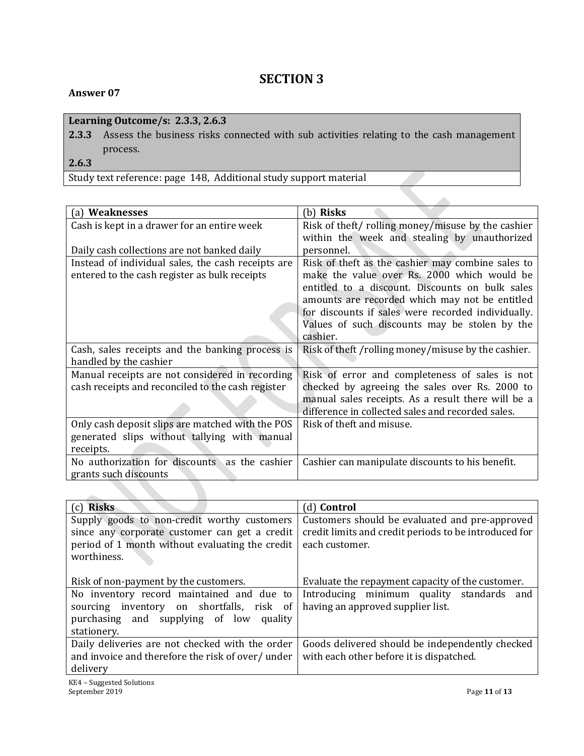# SECTION 3

**Answer 07**

| **Learning Outcome/s: 2.3.3, 2.6.3** |
|---|
| **2.3.3** Assess the business risks connected with sub activities relating to the cash management process. |
| **2.6.3** |
| Study text reference: page 148, Additional study support material |

| (a) **Weaknesses** | (b) **Risks** |
|---|---|
| Cash is kept in a drawer for an entire week<br><br>Daily cash collections are not banked daily | Risk of theft/ rolling money/misuse by the cashier within the week and stealing by unauthorized personnel. |
| Instead of individual sales, the cash receipts are entered to the cash register as bulk receipts | Risk of theft as the cashier may combine sales to make the value over Rs. 2000 which would be entitled to a discount. Discounts on bulk sales amounts are recorded which may not be entitled for discounts if sales were recorded individually. Values of such discounts may be stolen by the cashier. |
| Cash, sales receipts and the banking process is handled by the cashier | Risk of theft /rolling money/misuse by the cashier. |
| Manual receipts are not considered in recording cash receipts and reconciled to the cash register | Risk of error and completeness of sales is not checked by agreeing the sales over Rs. 2000 to manual sales receipts. As a result there will be a difference in collected sales and recorded sales. |
| Only cash deposit slips are matched with the POS generated slips without tallying with manual receipts. | Risk of theft and misuse. |
| No authorization for discounts as the cashier grants such discounts | Cashier can manipulate discounts to his benefit. |

| (c) **Risks** | (d) **Control** |
|---|---|
| Supply goods to non-credit worthy customers since any corporate customer can get a credit period of 1 month without evaluating the credit worthiness.<br><br>Risk of non-payment by the customers. | Customers should be evaluated and pre-approved credit limits and credit periods to be introduced for each customer.<br><br>Evaluate the repayment capacity of the customer. |
| No inventory record maintained and due to sourcing inventory on shortfalls, risk of purchasing and supplying of low quality stationery. | Introducing minimum quality standards and having an approved supplier list. |
| Daily deliveries are not checked with the order and invoice and therefore the risk of over/ under delivery | Goods delivered should be independently checked with each other before it is dispatched. |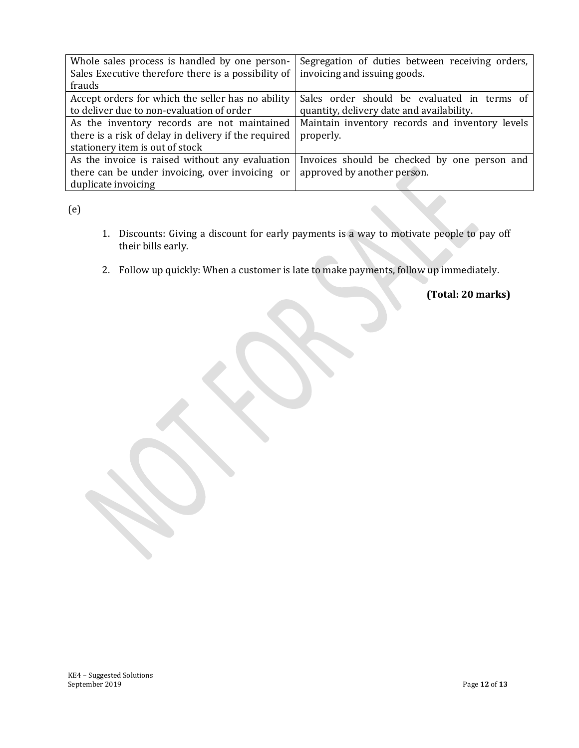| | |
|---|---|
| Whole sales process is handled by one person- Sales Executive therefore there is a possibility of frauds | Segregation of duties between receiving orders, invoicing and issuing goods. |
| Accept orders for which the seller has no ability to deliver due to non-evaluation of order | Sales order should be evaluated in terms of quantity, delivery date and availability. |
| As the inventory records are not maintained there is a risk of delay in delivery if the required stationery item is out of stock | Maintain inventory records and inventory levels properly. |
| As the invoice is raised without any evaluation there can be under invoicing, over invoicing or duplicate invoicing | Invoices should be checked by one person and approved by another person. |

(e)

1. Discounts: Giving a discount for early payments is a way to motivate people to pay off their bills early.

2. Follow up quickly: When a customer is late to make payments, follow up immediately.

**(Total: 20 marks)**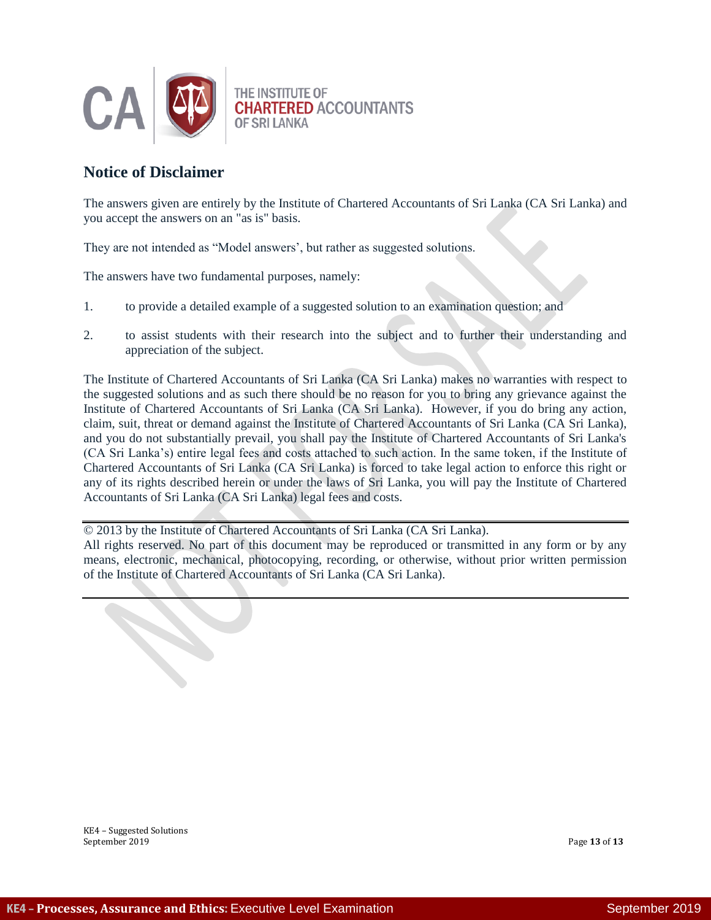THE INSTITUTE OF CHARTERED ACCOUNTANTS OF SRI LANKA

## Notice of Disclaimer

The answers given are entirely by the Institute of Chartered Accountants of Sri Lanka (CA Sri Lanka) and you accept the answers on an "as is" basis.

They are not intended as "Model answers', but rather as suggested solutions.

The answers have two fundamental purposes, namely:

1. to provide a detailed example of a suggested solution to an examination question; and

2. to assist students with their research into the subject and to further their understanding and appreciation of the subject.

The Institute of Chartered Accountants of Sri Lanka (CA Sri Lanka) makes no warranties with respect to the suggested solutions and as such there should be no reason for you to bring any grievance against the Institute of Chartered Accountants of Sri Lanka (CA Sri Lanka). However, if you do bring any action, claim, suit, threat or demand against the Institute of Chartered Accountants of Sri Lanka (CA Sri Lanka), and you do not substantially prevail, you shall pay the Institute of Chartered Accountants of Sri Lanka's (CA Sri Lanka's) entire legal fees and costs attached to such action. In the same token, if the Institute of Chartered Accountants of Sri Lanka (CA Sri Lanka) is forced to take legal action to enforce this right or any of its rights described herein or under the laws of Sri Lanka, you will pay the Institute of Chartered Accountants of Sri Lanka (CA Sri Lanka) legal fees and costs.

---

© 2013 by the Institute of Chartered Accountants of Sri Lanka (CA Sri Lanka).
All rights reserved. No part of this document may be reproduced or transmitted in any form or by any means, electronic, mechanical, photocopying, recording, or otherwise, without prior written permission of the Institute of Chartered Accountants of Sri Lanka (CA Sri Lanka).

---